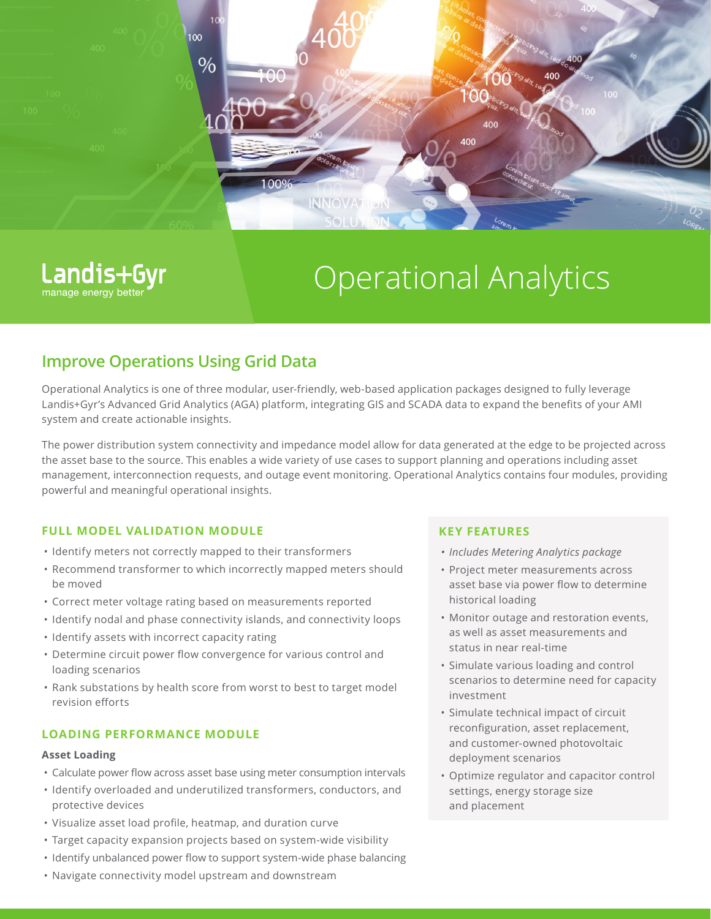Landis+Gyr
manage energy better

# Operational Analytics

## Improve Operations Using Grid Data

Operational Analytics is one of three modular, user-friendly, web-based application packages designed to fully leverage Landis+Gyr's Advanced Grid Analytics (AGA) platform, integrating GIS and SCADA data to expand the benefits of your AMI system and create actionable insights.

The power distribution system connectivity and impedance model allow for data generated at the edge to be projected across the asset base to the source. This enables a wide variety of use cases to support planning and operations including asset management, interconnection requests, and outage event monitoring. Operational Analytics contains four modules, providing powerful and meaningful operational insights.

### FULL MODEL VALIDATION MODULE

- Identify meters not correctly mapped to their transformers
- Recommend transformer to which incorrectly mapped meters should be moved
- Correct meter voltage rating based on measurements reported
- Identify nodal and phase connectivity islands, and connectivity loops
- Identify assets with incorrect capacity rating
- Determine circuit power flow convergence for various control and loading scenarios
- Rank substations by health score from worst to best to target model revision efforts

### LOADING PERFORMANCE MODULE

**Asset Loading**

- Calculate power flow across asset base using meter consumption intervals
- Identify overloaded and underutilized transformers, conductors, and protective devices
- Visualize asset load profile, heatmap, and duration curve
- Target capacity expansion projects based on system-wide visibility
- Identify unbalanced power flow to support system-wide phase balancing
- Navigate connectivity model upstream and downstream

### KEY FEATURES

- *Includes Metering Analytics package*
- Project meter measurements across asset base via power flow to determine historical loading
- Monitor outage and restoration events, as well as asset measurements and status in near real-time
- Simulate various loading and control scenarios to determine need for capacity investment
- Simulate technical impact of circuit reconfiguration, asset replacement, and customer-owned photovoltaic deployment scenarios
- Optimize regulator and capacitor control settings, energy storage size and placement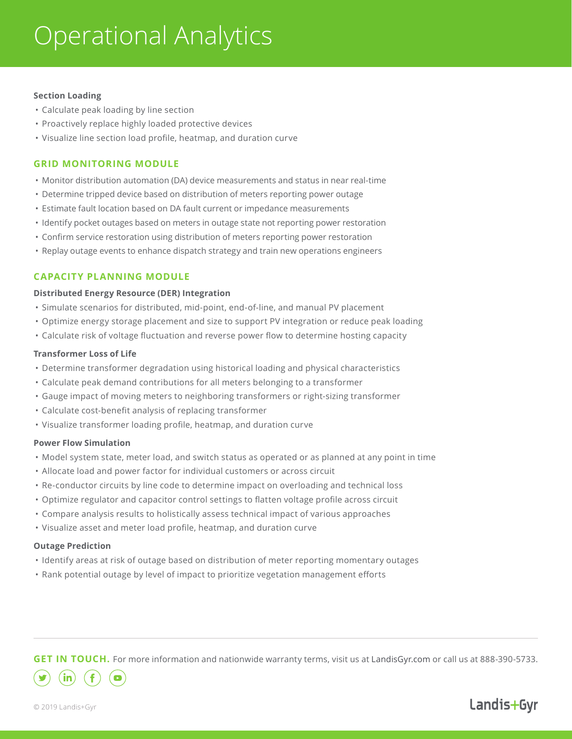# Operational Analytics

**Section Loading**

- Calculate peak loading by line section
- Proactively replace highly loaded protective devices
- Visualize line section load profile, heatmap, and duration curve

## GRID MONITORING MODULE

- Monitor distribution automation (DA) device measurements and status in near real-time
- Determine tripped device based on distribution of meters reporting power outage
- Estimate fault location based on DA fault current or impedance measurements
- Identify pocket outages based on meters in outage state not reporting power restoration
- Confirm service restoration using distribution of meters reporting power restoration
- Replay outage events to enhance dispatch strategy and train new operations engineers

## CAPACITY PLANNING MODULE

**Distributed Energy Resource (DER) Integration**

- Simulate scenarios for distributed, mid-point, end-of-line, and manual PV placement
- Optimize energy storage placement and size to support PV integration or reduce peak loading
- Calculate risk of voltage fluctuation and reverse power flow to determine hosting capacity

**Transformer Loss of Life**

- Determine transformer degradation using historical loading and physical characteristics
- Calculate peak demand contributions for all meters belonging to a transformer
- Gauge impact of moving meters to neighboring transformers or right-sizing transformer
- Calculate cost-benefit analysis of replacing transformer
- Visualize transformer loading profile, heatmap, and duration curve

**Power Flow Simulation**

- Model system state, meter load, and switch status as operated or as planned at any point in time
- Allocate load and power factor for individual customers or across circuit
- Re-conductor circuits by line code to determine impact on overloading and technical loss
- Optimize regulator and capacitor control settings to flatten voltage profile across circuit
- Compare analysis results to holistically assess technical impact of various approaches
- Visualize asset and meter load profile, heatmap, and duration curve

**Outage Prediction**

- Identify areas at risk of outage based on distribution of meter reporting momentary outages
- Rank potential outage by level of impact to prioritize vegetation management efforts

---

**GET IN TOUCH.** For more information and nationwide warranty terms, visit us at LandisGyr.com or call us at 888-390-5733.

© 2019 Landis+Gyr

Landis+Gyr